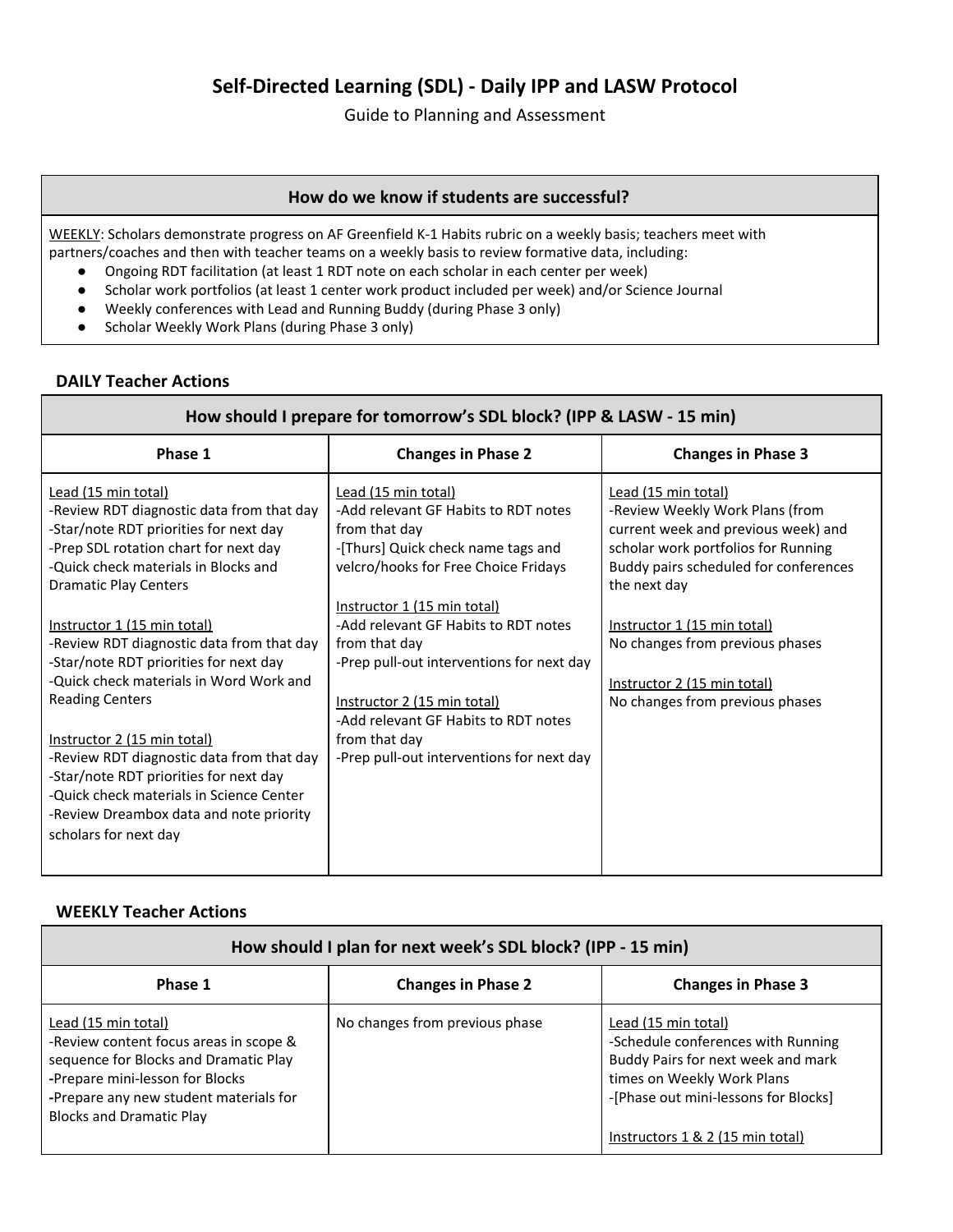# Self-Directed Learning (SDL) - Daily IPP and LASW Protocol

Guide to Planning and Assessment

| How do we know if students are successful? |
|---|
| WEEKLY: Scholars demonstrate progress on AF Greenfield K-1 Habits rubric on a weekly basis; teachers meet with partners/coaches and then with teacher teams on a weekly basis to review formative data, including:<br>● Ongoing RDT facilitation (at least 1 RDT note on each scholar in each center per week)<br>● Scholar work portfolios (at least 1 center work product included per week) and/or Science Journal<br>● Weekly conferences with Lead and Running Buddy (during Phase 3 only)<br>● Scholar Weekly Work Plans (during Phase 3 only) |

### DAILY Teacher Actions

| How should I prepare for tomorrow's SDL block? (IPP & LASW - 15 min) | | |
|---|---|---|
| **Phase 1** | **Changes in Phase 2** | **Changes in Phase 3** |
| Lead (15 min total)<br>-Review RDT diagnostic data from that day<br>-Star/note RDT priorities for next day<br>-Prep SDL rotation chart for next day<br>-Quick check materials in Blocks and Dramatic Play Centers<br><br>Instructor 1 (15 min total)<br>-Review RDT diagnostic data from that day<br>-Star/note RDT priorities for next day<br>-Quick check materials in Word Work and Reading Centers<br><br>Instructor 2 (15 min total)<br>-Review RDT diagnostic data from that day<br>-Star/note RDT priorities for next day<br>-Quick check materials in Science Center<br>-Review Dreambox data and note priority scholars for next day | Lead (15 min total)<br>-Add relevant GF Habits to RDT notes from that day<br>-[Thurs] Quick check name tags and velcro/hooks for Free Choice Fridays<br><br>Instructor 1 (15 min total)<br>-Add relevant GF Habits to RDT notes from that day<br>-Prep pull-out interventions for next day<br><br>Instructor 2 (15 min total)<br>-Add relevant GF Habits to RDT notes from that day<br>-Prep pull-out interventions for next day | Lead (15 min total)<br>-Review Weekly Work Plans (from current week and previous week) and scholar work portfolios for Running Buddy pairs scheduled for conferences the next day<br><br>Instructor 1 (15 min total)<br>No changes from previous phases<br><br>Instructor 2 (15 min total)<br>No changes from previous phases |

### WEEKLY Teacher Actions

| How should I plan for next week's SDL block? (IPP - 15 min) | | |
|---|---|---|
| **Phase 1** | **Changes in Phase 2** | **Changes in Phase 3** |
| Lead (15 min total)<br>-Review content focus areas in scope & sequence for Blocks and Dramatic Play<br>-Prepare mini-lesson for Blocks<br>-Prepare any new student materials for Blocks and Dramatic Play | No changes from previous phase | Lead (15 min total)<br>-Schedule conferences with Running Buddy Pairs for next week and mark times on Weekly Work Plans<br>-[Phase out mini-lessons for Blocks]<br><br>Instructors 1 & 2 (15 min total) |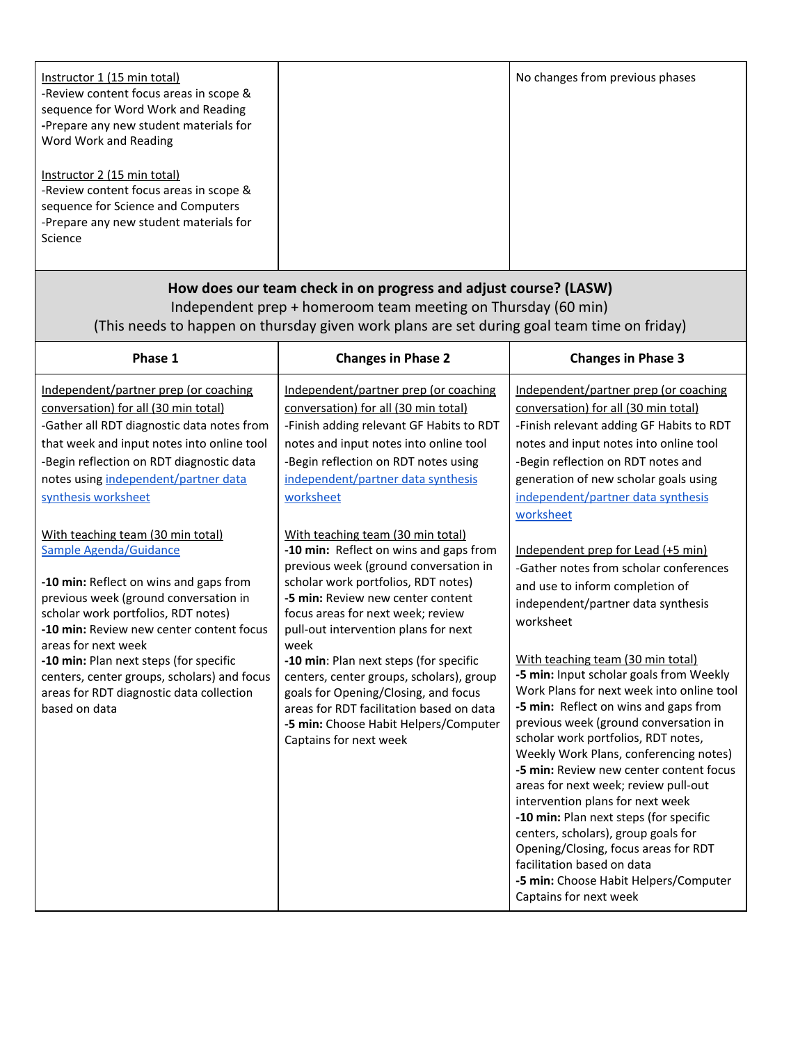| | | |
|---|---|---|
| <u>Instructor 1 (15 min total)</u><br>-Review content focus areas in scope & sequence for Word Work and Reading<br>**-**Prepare any new student materials for Word Work and Reading<br><br><u>Instructor 2 (15 min total)</u><br>-Review content focus areas in scope & sequence for Science and Computers<br>-Prepare any new student materials for Science | | No changes from previous phases |

**How does our team check in on progress and adjust course? (LASW)**
Independent prep + homeroom team meeting on Thursday (60 min)
(This needs to happen on thursday given work plans are set during goal team time on friday)

| Phase 1 | Changes in Phase 2 | Changes in Phase 3 |
|---|---|---|
| <u>Independent/partner prep (or coaching conversation) for all (30 min total)</u><br>-Gather all RDT diagnostic data notes from that week and input notes into online tool<br>-Begin reflection on RDT diagnostic data notes using independent/partner data synthesis worksheet<br><br><u>With teaching team (30 min total)</u><br>Sample Agenda/Guidance<br><br>**-10 min:** Reflect on wins and gaps from previous week (ground conversation in scholar work portfolios, RDT notes)<br>**-10 min:** Review new center content focus areas for next week<br>**-10 min:** Plan next steps (for specific centers, center groups, scholars) and focus areas for RDT diagnostic data collection based on data | <u>Independent/partner prep (or coaching conversation) for all (30 min total)</u><br>-Finish adding relevant GF Habits to RDT notes and input notes into online tool<br>-Begin reflection on RDT notes using independent/partner data synthesis worksheet<br><br><u>With teaching team (30 min total)</u><br>**-10 min:** Reflect on wins and gaps from previous week (ground conversation in scholar work portfolios, RDT notes)<br>**-5 min:** Review new center content focus areas for next week; review pull-out intervention plans for next week<br>**-10 min**: Plan next steps (for specific centers, center groups, scholars), group goals for Opening/Closing, and focus areas for RDT facilitation based on data<br>**-5 min:** Choose Habit Helpers/Computer Captains for next week | <u>Independent/partner prep (or coaching conversation) for all (30 min total)</u><br>-Finish relevant adding GF Habits to RDT notes and input notes into online tool<br>-Begin reflection on RDT notes and generation of new scholar goals using independent/partner data synthesis worksheet<br><br><u>Independent prep for Lead (+5 min)</u><br>-Gather notes from scholar conferences and use to inform completion of independent/partner data synthesis worksheet<br><br><u>With teaching team (30 min total)</u><br>**-5 min:** Input scholar goals from Weekly Work Plans for next week into online tool<br>**-5 min:** Reflect on wins and gaps from previous week (ground conversation in scholar work portfolios, RDT notes, Weekly Work Plans, conferencing notes)<br>**-5 min:** Review new center content focus areas for next week; review pull-out intervention plans for next week<br>**-10 min:** Plan next steps (for specific centers, scholars), group goals for Opening/Closing, focus areas for RDT facilitation based on data<br>**-5 min:** Choose Habit Helpers/Computer Captains for next week |